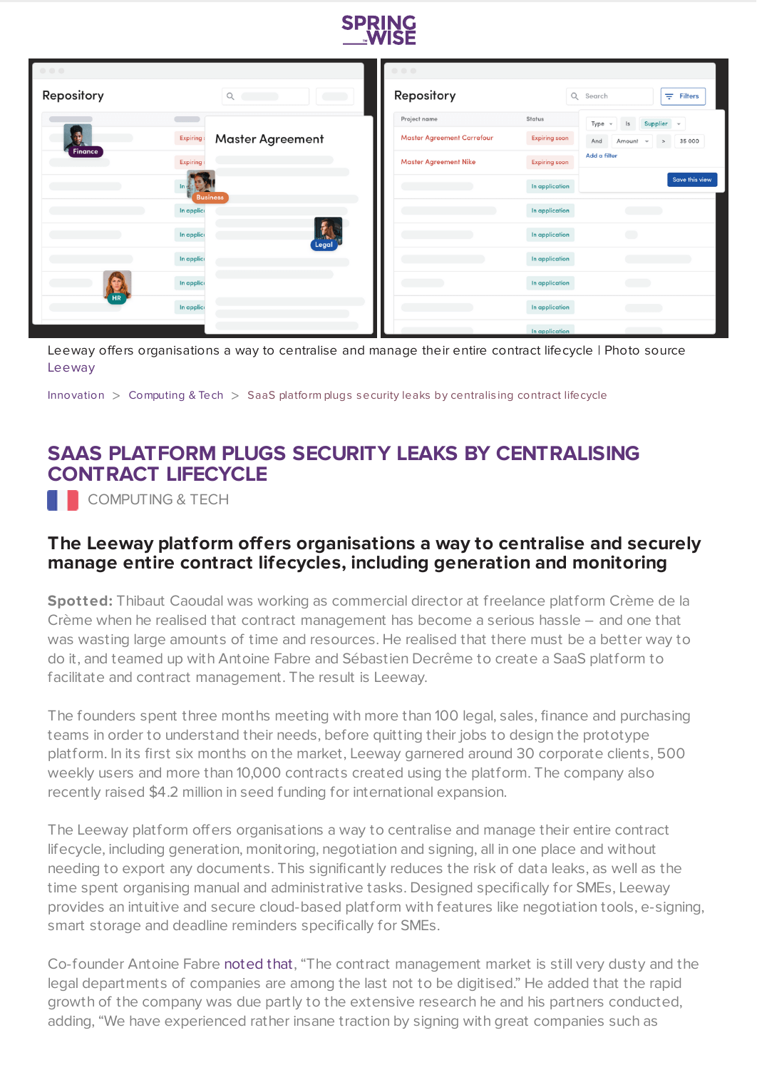Leeway offers organisations a way to centralise and manage their entire contract lifecycle | Photo source Leeway

Innovation > Computing & Tech > SaaS platform plugs security leaks by centralising contract lifecycle

# SAAS PLATFORM PLUGS SECURITY LEAKS BY CENTRALISING CONTRACT LIFECYCLE

COMPUTING & TECH

## The Leeway platform offers organisations a way to centralise and securely manage entire contract lifecycles, including generation and monitoring

**Spotted:** Thibaut Caoudal was working as commercial director at freelance platform Crème de la Crème when he realised that contract management has become a serious hassle – and one that was wasting large amounts of time and resources. He realised that there must be a better way to do it, and teamed up with Antoine Fabre and Sébastien Decrême to create a SaaS platform to facilitate and contract management. The result is Leeway.

The founders spent three months meeting with more than 100 legal, sales, finance and purchasing teams in order to understand their needs, before quitting their jobs to design the prototype platform. In its first six months on the market, Leeway garnered around 30 corporate clients, 500 weekly users and more than 10,000 contracts created using the platform. The company also recently raised $4.2 million in seed funding for international expansion.

The Leeway platform offers organisations a way to centralise and manage their entire contract lifecycle, including generation, monitoring, negotiation and signing, all in one place and without needing to export any documents. This significantly reduces the risk of data leaks, as well as the time spent organising manual and administrative tasks. Designed specifically for SMEs, Leeway provides an intuitive and secure cloud-based platform with features like negotiation tools, e-signing, smart storage and deadline reminders specifically for SMEs.

Co-founder Antoine Fabre noted that, "The contract management market is still very dusty and the legal departments of companies are among the last not to be digitised." He added that the rapid growth of the company was due partly to the extensive research he and his partners conducted, adding, "We have experienced rather insane traction by signing with great companies such as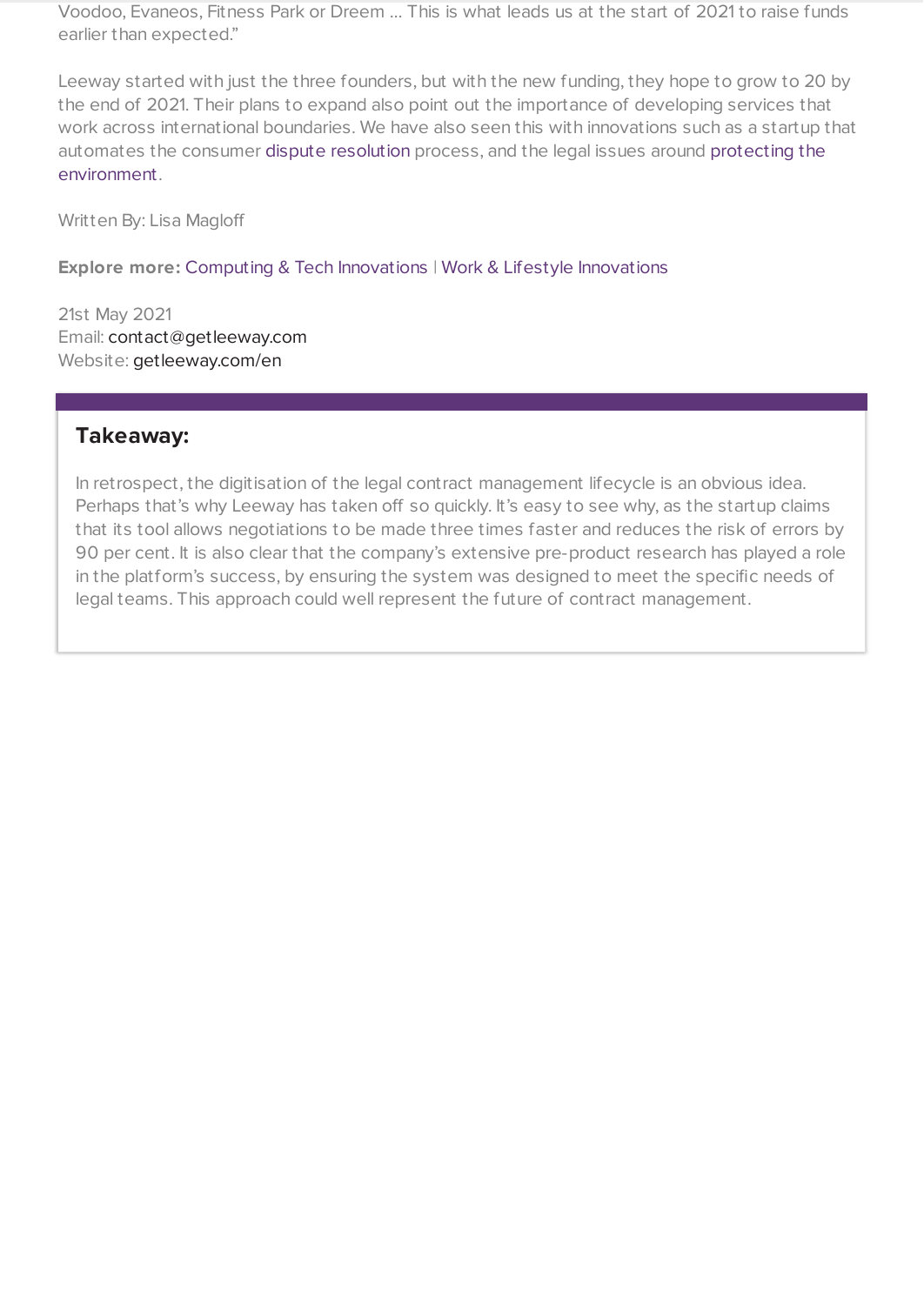Voodoo, Evaneos, Fitness Park or Dreem … This is what leads us at the start of 2021 to raise funds earlier than expected."

Leeway started with just the three founders, but with the new funding, they hope to grow to 20 by the end of 2021. Their plans to expand also point out the importance of developing services that work across international boundaries. We have also seen this with innovations such as a startup that automates the consumer dispute resolution process, and the legal issues around protecting the environment.

Written By: Lisa Magloff

**Explore more:** Computing & Tech Innovations | Work & Lifestyle Innovations

21st May 2021
Email: contact@getleeway.com
Website: getleeway.com/en

### Takeaway:

In retrospect, the digitisation of the legal contract management lifecycle is an obvious idea. Perhaps that's why Leeway has taken off so quickly. It's easy to see why, as the startup claims that its tool allows negotiations to be made three times faster and reduces the risk of errors by 90 per cent. It is also clear that the company's extensive pre-product research has played a role in the platform's success, by ensuring the system was designed to meet the specific needs of legal teams. This approach could well represent the future of contract management.